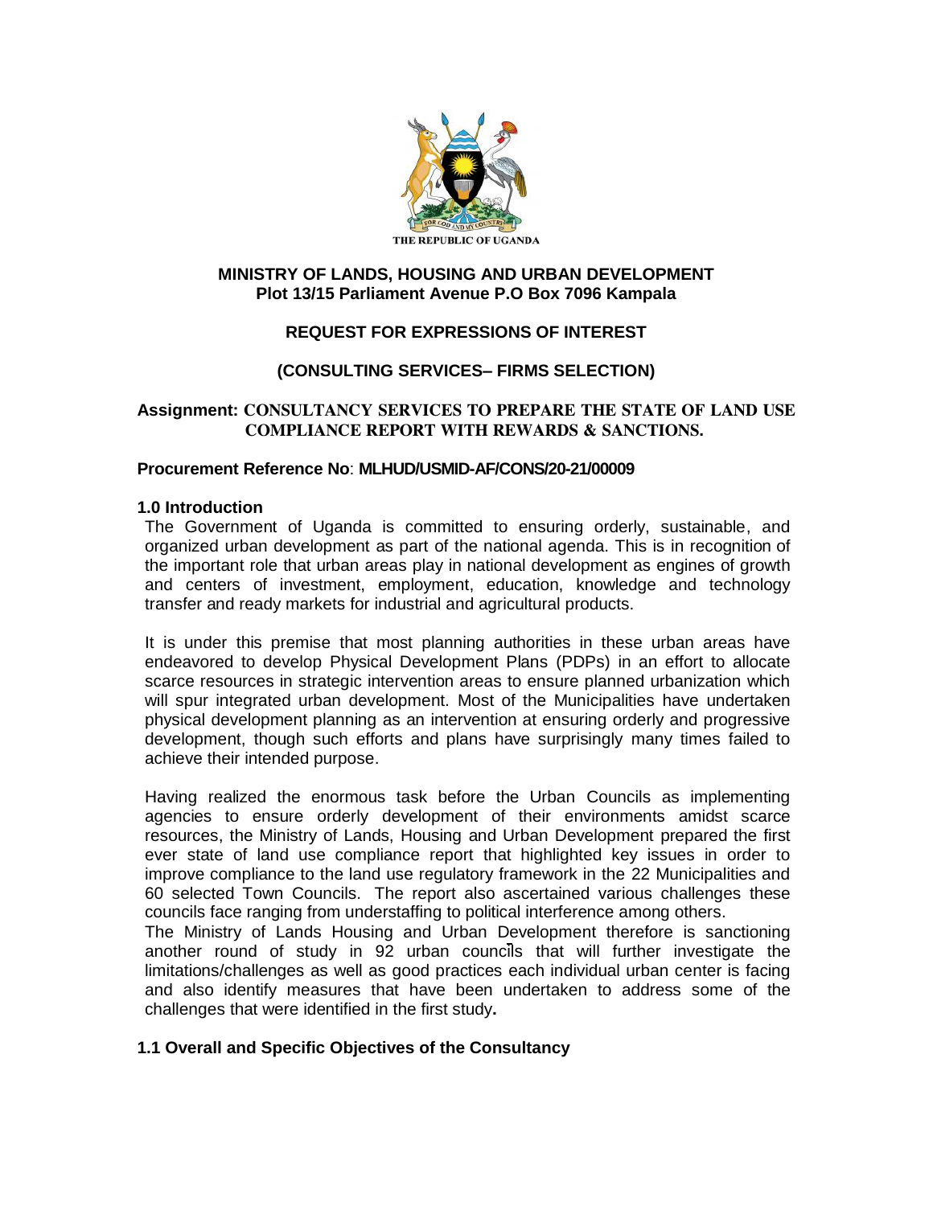THE REPUBLIC OF UGANDA

**MINISTRY OF LANDS, HOUSING AND URBAN DEVELOPMENT**
**Plot 13/15 Parliament Avenue P.O Box 7096 Kampala**

## REQUEST FOR EXPRESSIONS OF INTEREST

## (CONSULTING SERVICES– FIRMS SELECTION)

**Assignment: CONSULTANCY SERVICES TO PREPARE THE STATE OF LAND USE COMPLIANCE REPORT WITH REWARDS & SANCTIONS.**

**Procurement Reference No**: **MLHUD/USMID-AF/CONS/20-21/00009**

### 1.0 Introduction

The Government of Uganda is committed to ensuring orderly, sustainable, and organized urban development as part of the national agenda. This is in recognition of the important role that urban areas play in national development as engines of growth and centers of investment, employment, education, knowledge and technology transfer and ready markets for industrial and agricultural products.

It is under this premise that most planning authorities in these urban areas have endeavored to develop Physical Development Plans (PDPs) in an effort to allocate scarce resources in strategic intervention areas to ensure planned urbanization which will spur integrated urban development. Most of the Municipalities have undertaken physical development planning as an intervention at ensuring orderly and progressive development, though such efforts and plans have surprisingly many times failed to achieve their intended purpose.

Having realized the enormous task before the Urban Councils as implementing agencies to ensure orderly development of their environments amidst scarce resources, the Ministry of Lands, Housing and Urban Development prepared the first ever state of land use compliance report that highlighted key issues in order to improve compliance to the land use regulatory framework in the 22 Municipalities and 60 selected Town Councils. The report also ascertained various challenges these councils face ranging from understaffing to political interference among others.

The Ministry of Lands Housing and Urban Development therefore is sanctioning another round of study in 92 urban councils that will further investigate the limitations/challenges as well as good practices each individual urban center is facing and also identify measures that have been undertaken to address some of the challenges that were identified in the first study**.**

### 1.1 Overall and Specific Objectives of the Consultancy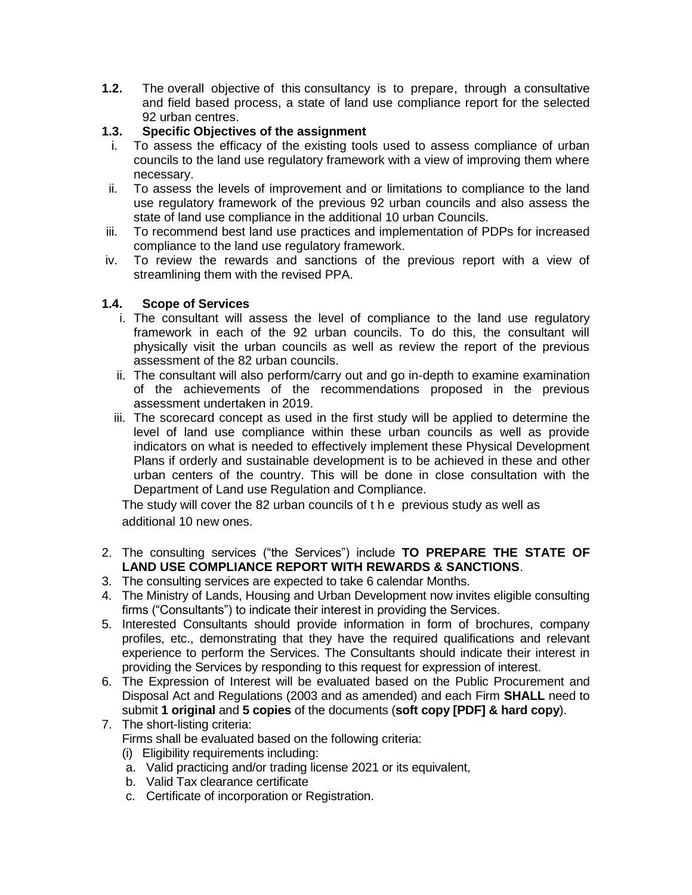**1.2.** The overall objective of this consultancy is to prepare, through a consultative and field based process, a state of land use compliance report for the selected 92 urban centres.

**1.3. Specific Objectives of the assignment**

i. To assess the efficacy of the existing tools used to assess compliance of urban councils to the land use regulatory framework with a view of improving them where necessary.

ii. To assess the levels of improvement and or limitations to compliance to the land use regulatory framework of the previous 92 urban councils and also assess the state of land use compliance in the additional 10 urban Councils.

iii. To recommend best land use practices and implementation of PDPs for increased compliance to the land use regulatory framework.

iv. To review the rewards and sanctions of the previous report with a view of streamlining them with the revised PPA.

**1.4. Scope of Services**

i. The consultant will assess the level of compliance to the land use regulatory framework in each of the 92 urban councils. To do this, the consultant will physically visit the urban councils as well as review the report of the previous assessment of the 82 urban councils.

ii. The consultant will also perform/carry out and go in-depth to examine examination of the achievements of the recommendations proposed in the previous assessment undertaken in 2019.

iii. The scorecard concept as used in the first study will be applied to determine the level of land use compliance within these urban councils as well as provide indicators on what is needed to effectively implement these Physical Development Plans if orderly and sustainable development is to be achieved in these and other urban centers of the country. This will be done in close consultation with the Department of Land use Regulation and Compliance.

The study will cover the 82 urban councils of the previous study as well as additional 10 new ones.

2. The consulting services ("the Services") include **TO PREPARE THE STATE OF LAND USE COMPLIANCE REPORT WITH REWARDS & SANCTIONS**.
3. The consulting services are expected to take 6 calendar Months.
4. The Ministry of Lands, Housing and Urban Development now invites eligible consulting firms ("Consultants") to indicate their interest in providing the Services.
5. Interested Consultants should provide information in form of brochures, company profiles, etc., demonstrating that they have the required qualifications and relevant experience to perform the Services. The Consultants should indicate their interest in providing the Services by responding to this request for expression of interest.
6. The Expression of Interest will be evaluated based on the Public Procurement and Disposal Act and Regulations (2003 and as amended) and each Firm **SHALL** need to submit **1 original** and **5 copies** of the documents (**soft copy [PDF] & hard copy**).
7. The short-listing criteria:

   Firms shall be evaluated based on the following criteria:

   (i) Eligibility requirements including:

   a. Valid practicing and/or trading license 2021 or its equivalent,

   b. Valid Tax clearance certificate

   c. Certificate of incorporation or Registration.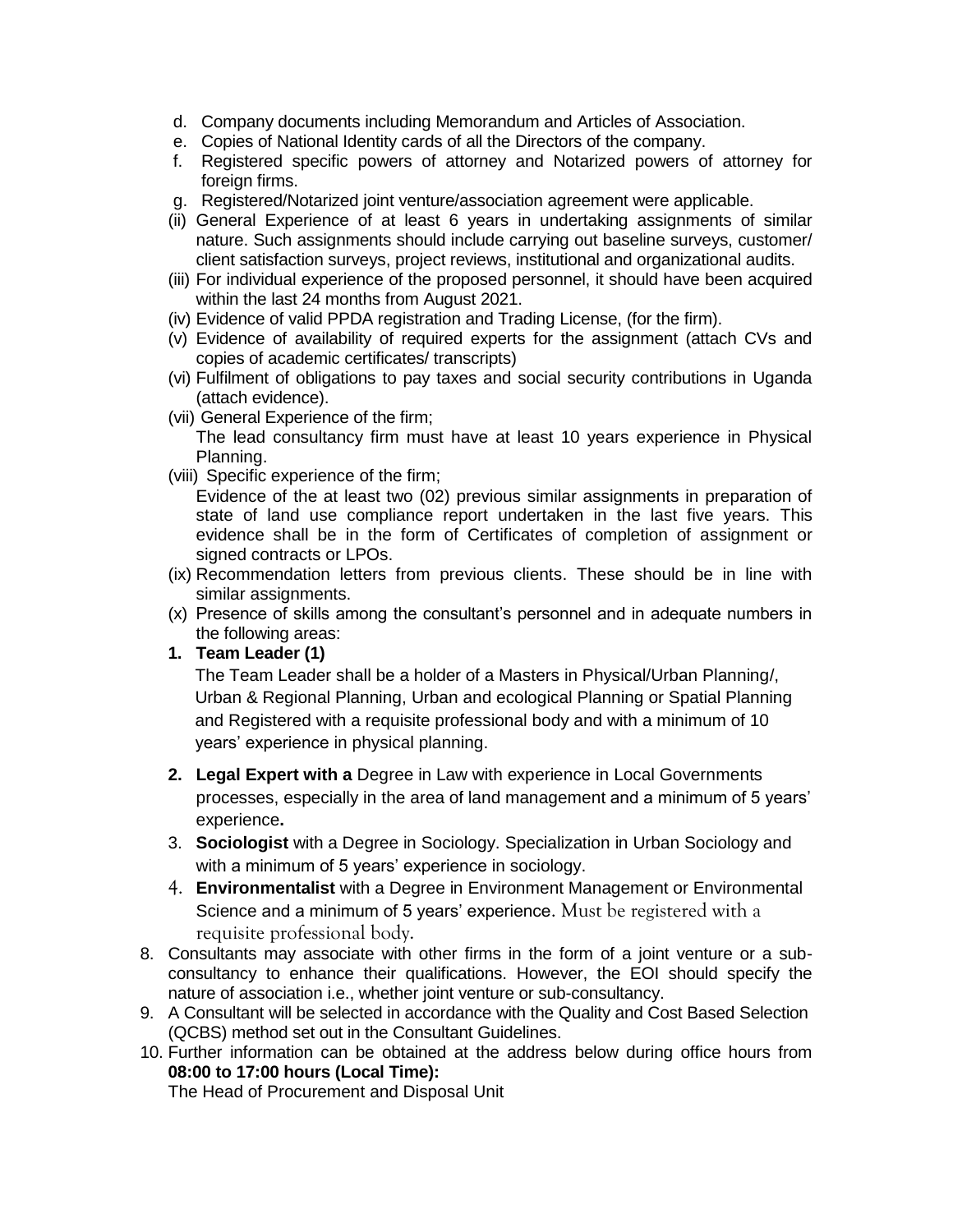d. Company documents including Memorandum and Articles of Association.
e. Copies of National Identity cards of all the Directors of the company.
f. Registered specific powers of attorney and Notarized powers of attorney for foreign firms.
g. Registered/Notarized joint venture/association agreement were applicable.

(ii) General Experience of at least 6 years in undertaking assignments of similar nature. Such assignments should include carrying out baseline surveys, customer/ client satisfaction surveys, project reviews, institutional and organizational audits.

(iii) For individual experience of the proposed personnel, it should have been acquired within the last 24 months from August 2021.

(iv) Evidence of valid PPDA registration and Trading License, (for the firm).

(v) Evidence of availability of required experts for the assignment (attach CVs and copies of academic certificates/ transcripts)

(vi) Fulfilment of obligations to pay taxes and social security contributions in Uganda (attach evidence).

(vii) General Experience of the firm;
The lead consultancy firm must have at least 10 years experience in Physical Planning.

(viii) Specific experience of the firm;
Evidence of the at least two (02) previous similar assignments in preparation of state of land use compliance report undertaken in the last five years. This evidence shall be in the form of Certificates of completion of assignment or signed contracts or LPOs.

(ix) Recommendation letters from previous clients. These should be in line with similar assignments.

(x) Presence of skills among the consultant's personnel and in adequate numbers in the following areas:

1. **Team Leader (1)**
   The Team Leader shall be a holder of a Masters in Physical/Urban Planning/, Urban & Regional Planning, Urban and ecological Planning or Spatial Planning and Registered with a requisite professional body and with a minimum of 10 years' experience in physical planning.
2. **Legal Expert with a** Degree in Law with experience in Local Governments processes, especially in the area of land management and a minimum of 5 years' experience**.**
3. **Sociologist** with a Degree in Sociology. Specialization in Urban Sociology and with a minimum of 5 years' experience in sociology.
4. **Environmentalist** with a Degree in Environment Management or Environmental Science and a minimum of 5 years' experience. Must be registered with a requisite professional body.

8. Consultants may associate with other firms in the form of a joint venture or a sub-consultancy to enhance their qualifications. However, the EOI should specify the nature of association i.e., whether joint venture or sub-consultancy.
9. A Consultant will be selected in accordance with the Quality and Cost Based Selection (QCBS) method set out in the Consultant Guidelines.
10. Further information can be obtained at the address below during office hours from **08:00 to 17:00 hours (Local Time):**
    The Head of Procurement and Disposal Unit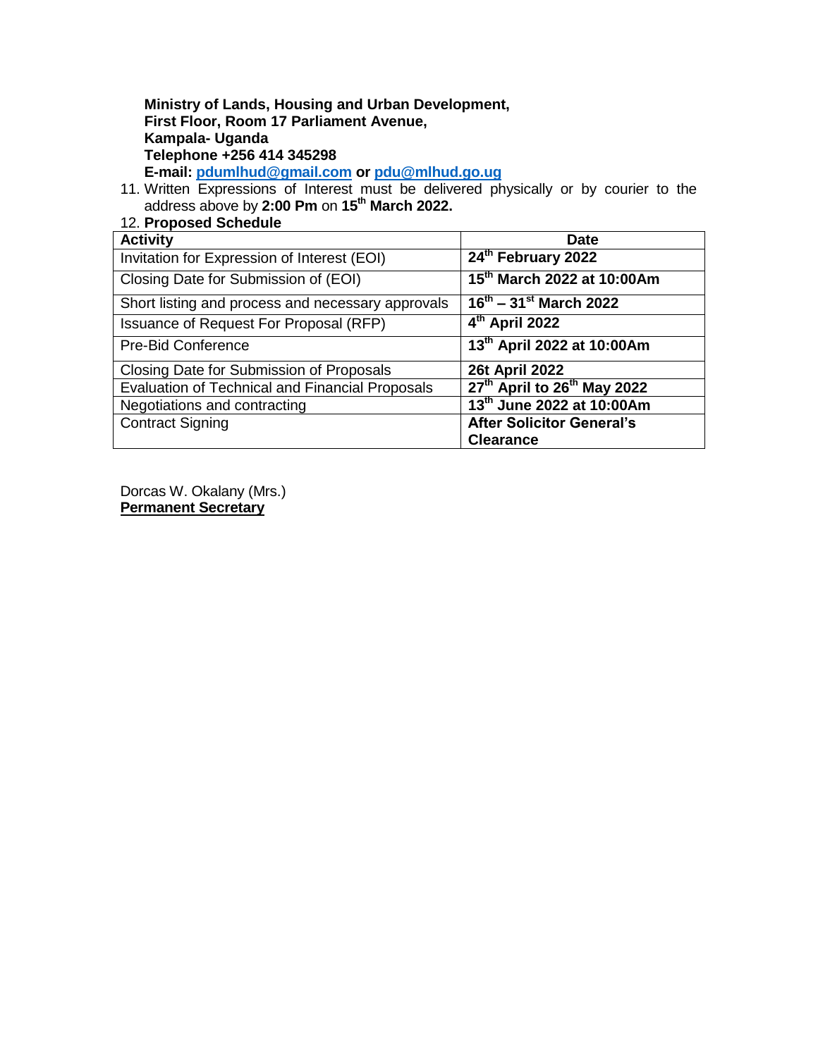**Ministry of Lands, Housing and Urban Development,**
**First Floor, Room 17 Parliament Avenue,**
**Kampala- Uganda**
**Telephone +256 414 345298**
**E-mail: pdumlhud@gmail.com or pdu@mlhud.go.ug**

11. Written Expressions of Interest must be delivered physically or by courier to the address above by **2:00 Pm** on **15th March 2022.**

12. **Proposed Schedule**

| **Activity** | **Date** |
|---|---|
| Invitation for Expression of Interest (EOI) | **24th February 2022** |
| Closing Date for Submission of (EOI) | **15th March 2022 at 10:00Am** |
| Short listing and process and necessary approvals | **16th – 31st March 2022** |
| Issuance of Request For Proposal (RFP) | **4th April 2022** |
| Pre-Bid Conference | **13th April 2022 at 10:00Am** |
| Closing Date for Submission of Proposals | **26t April 2022** |
| Evaluation of Technical and Financial Proposals | **27th April to 26th May 2022** |
| Negotiations and contracting | **13th June 2022 at 10:00Am** |
| Contract Signing | **After Solicitor General's Clearance** |

Dorcas W. Okalany (Mrs.)
**Permanent Secretary**